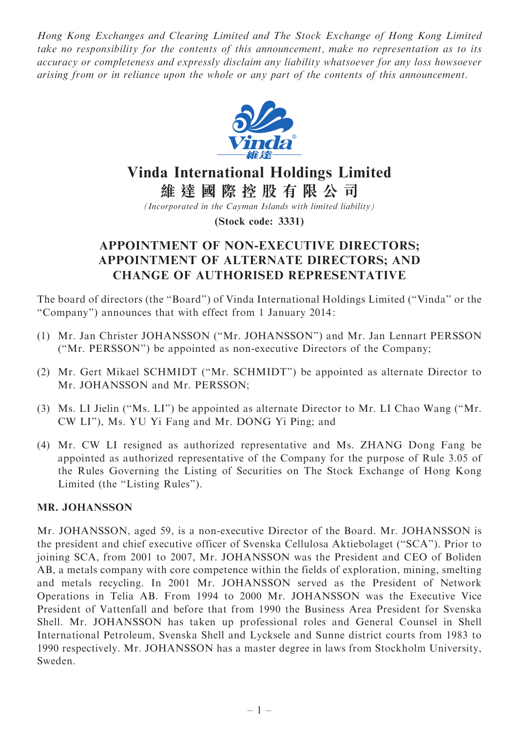*Hong Kong Exchanges and Clearing Limited and The Stock Exchange of Hong Kong Limited take no responsibility for the contents of this announcement, make no representation as to its accuracy or completeness and expressly disclaim any liability whatsoever for any loss howsoever arising from or in reliance upon the whole or any part of the contents of this announcement.*

# Vinda International Holdings Limited
# 維達國際控股有限公司

*(Incorporated in the Cayman Islands with limited liability)*

**(Stock code: 3331)**

## APPOINTMENT OF NON-EXECUTIVE DIRECTORS; APPOINTMENT OF ALTERNATE DIRECTORS; AND CHANGE OF AUTHORISED REPRESENTATIVE

The board of directors (the "Board") of Vinda International Holdings Limited ("Vinda" or the "Company") announces that with effect from 1 January 2014:

(1) Mr. Jan Christer JOHANSSON ("Mr. JOHANSSON") and Mr. Jan Lennart PERSSON ("Mr. PERSSON") be appointed as non-executive Directors of the Company;

(2) Mr. Gert Mikael SCHMIDT ("Mr. SCHMIDT") be appointed as alternate Director to Mr. JOHANSSON and Mr. PERSSON;

(3) Ms. LI Jielin ("Ms. LI") be appointed as alternate Director to Mr. LI Chao Wang ("Mr. CW LI"), Ms. YU Yi Fang and Mr. DONG Yi Ping; and

(4) Mr. CW LI resigned as authorized representative and Ms. ZHANG Dong Fang be appointed as authorized representative of the Company for the purpose of Rule 3.05 of the Rules Governing the Listing of Securities on The Stock Exchange of Hong Kong Limited (the "Listing Rules").

### MR. JOHANSSON

Mr. JOHANSSON, aged 59, is a non-executive Director of the Board. Mr. JOHANSSON is the president and chief executive officer of Svenska Cellulosa Aktiebolaget ("SCA"). Prior to joining SCA, from 2001 to 2007, Mr. JOHANSSON was the President and CEO of Boliden AB, a metals company with core competence within the fields of exploration, mining, smelting and metals recycling. In 2001 Mr. JOHANSSON served as the President of Network Operations in Telia AB. From 1994 to 2000 Mr. JOHANSSON was the Executive Vice President of Vattenfall and before that from 1990 the Business Area President for Svenska Shell. Mr. JOHANSSON has taken up professional roles and General Counsel in Shell International Petroleum, Svenska Shell and Lycksele and Sunne district courts from 1983 to 1990 respectively. Mr. JOHANSSON has a master degree in laws from Stockholm University, Sweden.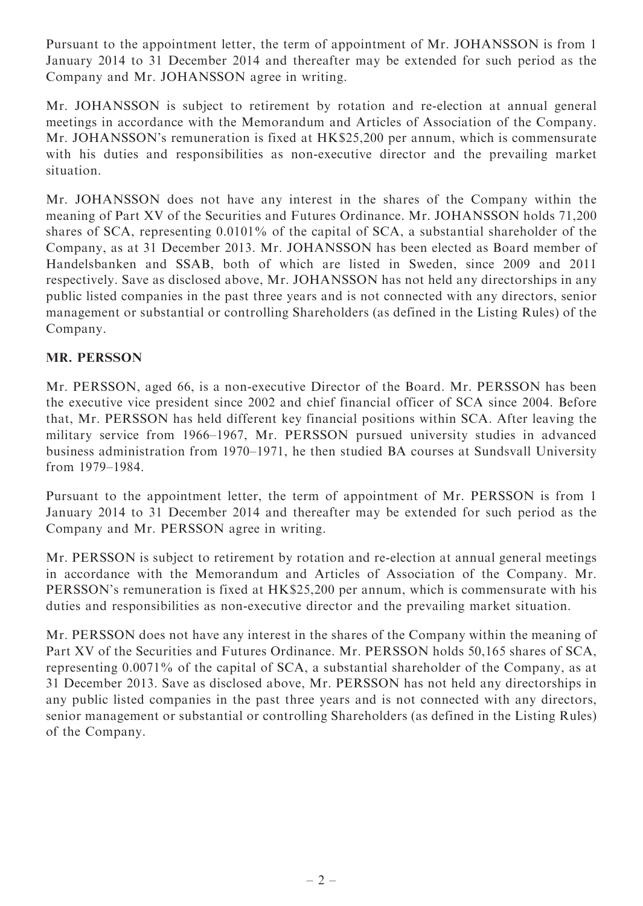Pursuant to the appointment letter, the term of appointment of Mr. JOHANSSON is from 1 January 2014 to 31 December 2014 and thereafter may be extended for such period as the Company and Mr. JOHANSSON agree in writing.

Mr. JOHANSSON is subject to retirement by rotation and re-election at annual general meetings in accordance with the Memorandum and Articles of Association of the Company. Mr. JOHANSSON's remuneration is fixed at HK$25,200 per annum, which is commensurate with his duties and responsibilities as non-executive director and the prevailing market situation.

Mr. JOHANSSON does not have any interest in the shares of the Company within the meaning of Part XV of the Securities and Futures Ordinance. Mr. JOHANSSON holds 71,200 shares of SCA, representing 0.0101% of the capital of SCA, a substantial shareholder of the Company, as at 31 December 2013. Mr. JOHANSSON has been elected as Board member of Handelsbanken and SSAB, both of which are listed in Sweden, since 2009 and 2011 respectively. Save as disclosed above, Mr. JOHANSSON has not held any directorships in any public listed companies in the past three years and is not connected with any directors, senior management or substantial or controlling Shareholders (as defined in the Listing Rules) of the Company.

**MR. PERSSON**

Mr. PERSSON, aged 66, is a non-executive Director of the Board. Mr. PERSSON has been the executive vice president since 2002 and chief financial officer of SCA since 2004. Before that, Mr. PERSSON has held different key financial positions within SCA. After leaving the military service from 1966–1967, Mr. PERSSON pursued university studies in advanced business administration from 1970–1971, he then studied BA courses at Sundsvall University from 1979–1984.

Pursuant to the appointment letter, the term of appointment of Mr. PERSSON is from 1 January 2014 to 31 December 2014 and thereafter may be extended for such period as the Company and Mr. PERSSON agree in writing.

Mr. PERSSON is subject to retirement by rotation and re-election at annual general meetings in accordance with the Memorandum and Articles of Association of the Company. Mr. PERSSON's remuneration is fixed at HK$25,200 per annum, which is commensurate with his duties and responsibilities as non-executive director and the prevailing market situation.

Mr. PERSSON does not have any interest in the shares of the Company within the meaning of Part XV of the Securities and Futures Ordinance. Mr. PERSSON holds 50,165 shares of SCA, representing 0.0071% of the capital of SCA, a substantial shareholder of the Company, as at 31 December 2013. Save as disclosed above, Mr. PERSSON has not held any directorships in any public listed companies in the past three years and is not connected with any directors, senior management or substantial or controlling Shareholders (as defined in the Listing Rules) of the Company.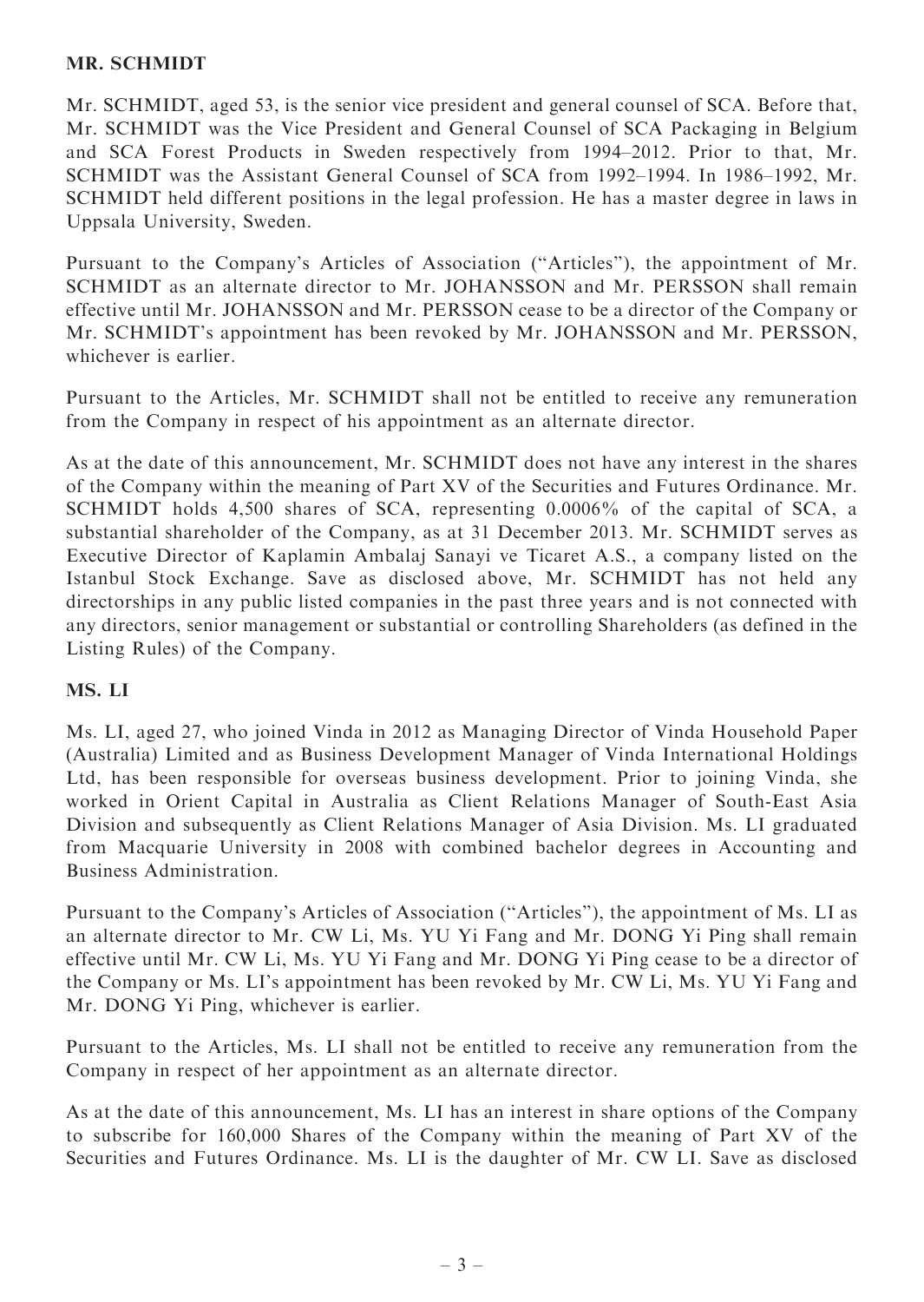**MR. SCHMIDT**

Mr. SCHMIDT, aged 53, is the senior vice president and general counsel of SCA. Before that, Mr. SCHMIDT was the Vice President and General Counsel of SCA Packaging in Belgium and SCA Forest Products in Sweden respectively from 1994–2012. Prior to that, Mr. SCHMIDT was the Assistant General Counsel of SCA from 1992–1994. In 1986–1992, Mr. SCHMIDT held different positions in the legal profession. He has a master degree in laws in Uppsala University, Sweden.

Pursuant to the Company's Articles of Association ("Articles"), the appointment of Mr. SCHMIDT as an alternate director to Mr. JOHANSSON and Mr. PERSSON shall remain effective until Mr. JOHANSSON and Mr. PERSSON cease to be a director of the Company or Mr. SCHMIDT's appointment has been revoked by Mr. JOHANSSON and Mr. PERSSON, whichever is earlier.

Pursuant to the Articles, Mr. SCHMIDT shall not be entitled to receive any remuneration from the Company in respect of his appointment as an alternate director.

As at the date of this announcement, Mr. SCHMIDT does not have any interest in the shares of the Company within the meaning of Part XV of the Securities and Futures Ordinance. Mr. SCHMIDT holds 4,500 shares of SCA, representing 0.0006% of the capital of SCA, a substantial shareholder of the Company, as at 31 December 2013. Mr. SCHMIDT serves as Executive Director of Kaplamin Ambalaj Sanayi ve Ticaret A.S., a company listed on the Istanbul Stock Exchange. Save as disclosed above, Mr. SCHMIDT has not held any directorships in any public listed companies in the past three years and is not connected with any directors, senior management or substantial or controlling Shareholders (as defined in the Listing Rules) of the Company.

**MS. LI**

Ms. LI, aged 27, who joined Vinda in 2012 as Managing Director of Vinda Household Paper (Australia) Limited and as Business Development Manager of Vinda International Holdings Ltd, has been responsible for overseas business development. Prior to joining Vinda, she worked in Orient Capital in Australia as Client Relations Manager of South-East Asia Division and subsequently as Client Relations Manager of Asia Division. Ms. LI graduated from Macquarie University in 2008 with combined bachelor degrees in Accounting and Business Administration.

Pursuant to the Company's Articles of Association ("Articles"), the appointment of Ms. LI as an alternate director to Mr. CW Li, Ms. YU Yi Fang and Mr. DONG Yi Ping shall remain effective until Mr. CW Li, Ms. YU Yi Fang and Mr. DONG Yi Ping cease to be a director of the Company or Ms. LI's appointment has been revoked by Mr. CW Li, Ms. YU Yi Fang and Mr. DONG Yi Ping, whichever is earlier.

Pursuant to the Articles, Ms. LI shall not be entitled to receive any remuneration from the Company in respect of her appointment as an alternate director.

As at the date of this announcement, Ms. LI has an interest in share options of the Company to subscribe for 160,000 Shares of the Company within the meaning of Part XV of the Securities and Futures Ordinance. Ms. LI is the daughter of Mr. CW LI. Save as disclosed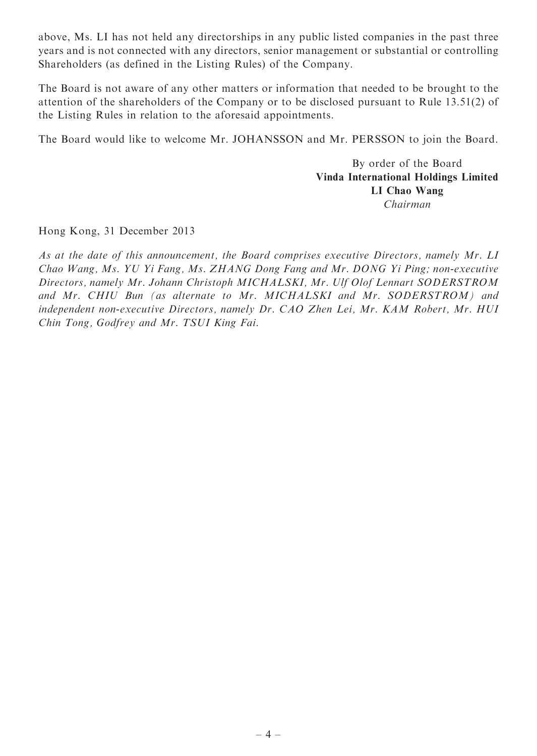above, Ms. LI has not held any directorships in any public listed companies in the past three years and is not connected with any directors, senior management or substantial or controlling Shareholders (as defined in the Listing Rules) of the Company.

The Board is not aware of any other matters or information that needed to be brought to the attention of the shareholders of the Company or to be disclosed pursuant to Rule 13.51(2) of the Listing Rules in relation to the aforesaid appointments.

The Board would like to welcome Mr. JOHANSSON and Mr. PERSSON to join the Board.

By order of the Board
**Vinda International Holdings Limited**
**LI Chao Wang**
*Chairman*

Hong Kong, 31 December 2013

*As at the date of this announcement, the Board comprises executive Directors, namely Mr. LI Chao Wang, Ms. YU Yi Fang, Ms. ZHANG Dong Fang and Mr. DONG Yi Ping; non-executive Directors, namely Mr. Johann Christoph MICHALSKI, Mr. Ulf Olof Lennart SODERSTROM and Mr. CHIU Bun (as alternate to Mr. MICHALSKI and Mr. SODERSTROM) and independent non-executive Directors, namely Dr. CAO Zhen Lei, Mr. KAM Robert, Mr. HUI Chin Tong, Godfrey and Mr. TSUI King Fai.*